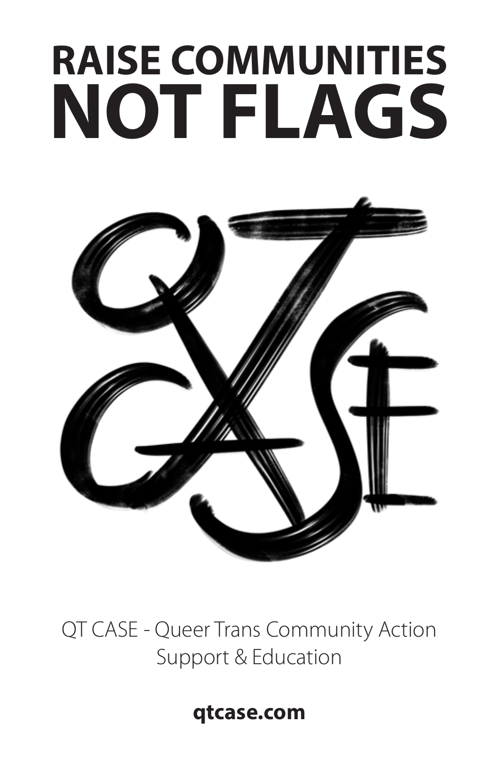# RAISE COMMUNITIES NOT FLAGS

QT CASE - Queer Trans Community Action Support & Education

**qtcase.com**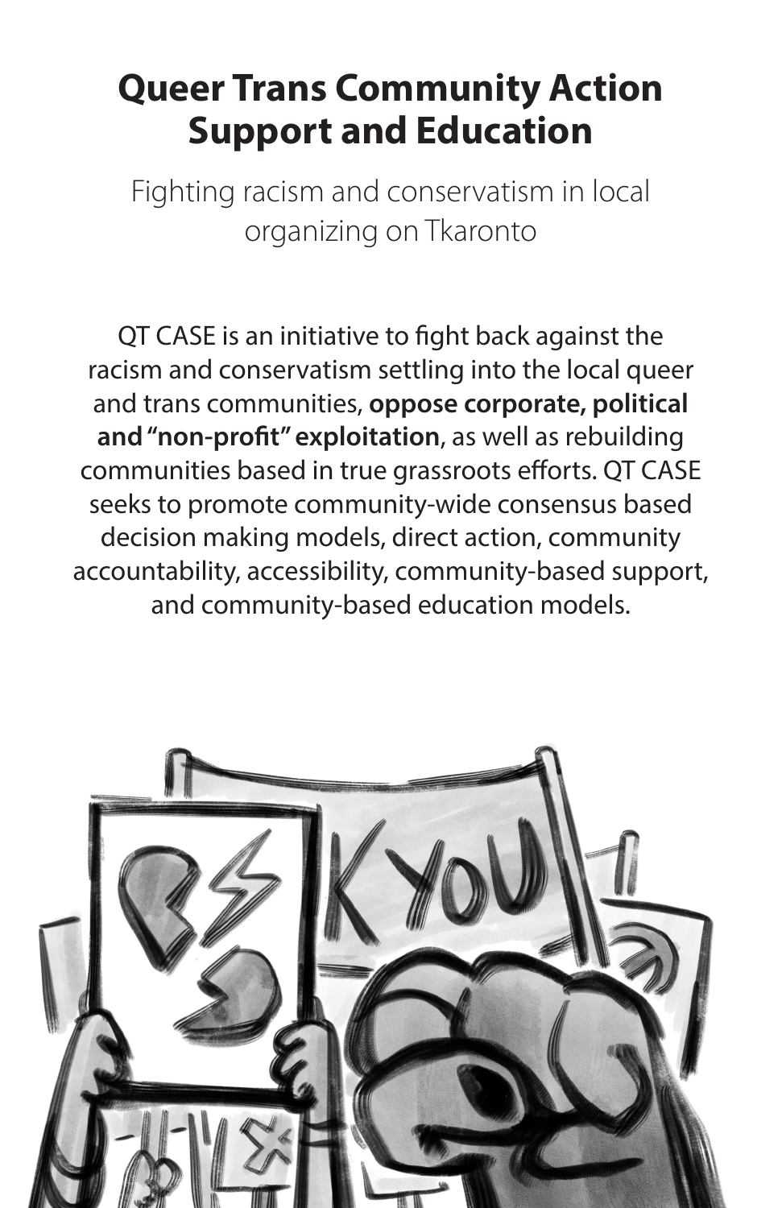# Queer Trans Community Action Support and Education

Fighting racism and conservatism in local organizing on Tkaronto

QT CASE is an initiative to fight back against the racism and conservatism settling into the local queer and trans communities, **oppose corporate, political and "non-profit" exploitation**, as well as rebuilding communities based in true grassroots efforts. QT CASE seeks to promote community-wide consensus based decision making models, direct action, community accountability, accessibility, community-based support, and community-based education models.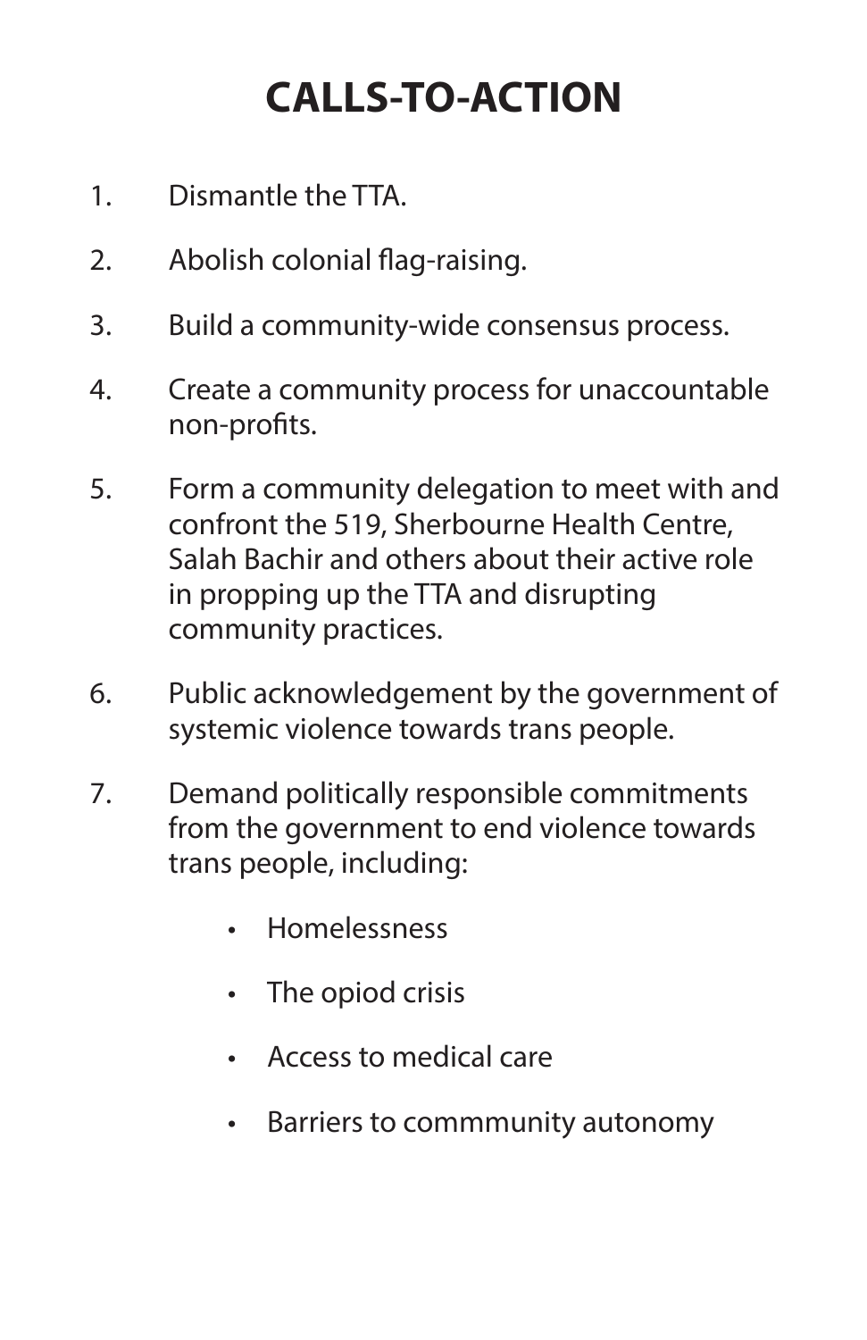# CALLS-TO-ACTION

1. Dismantle the TTA.
2. Abolish colonial flag-raising.
3. Build a community-wide consensus process.
4. Create a community process for unaccountable non-profits.
5. Form a community delegation to meet with and confront the 519, Sherbourne Health Centre, Salah Bachir and others about their active role in propping up the TTA and disrupting community practices.
6. Public acknowledgement by the government of systemic violence towards trans people.
7. Demand politically responsible commitments from the government to end violence towards trans people, including:
    - Homelessness
    - The opiod crisis
    - Access to medical care
    - Barriers to commmunity autonomy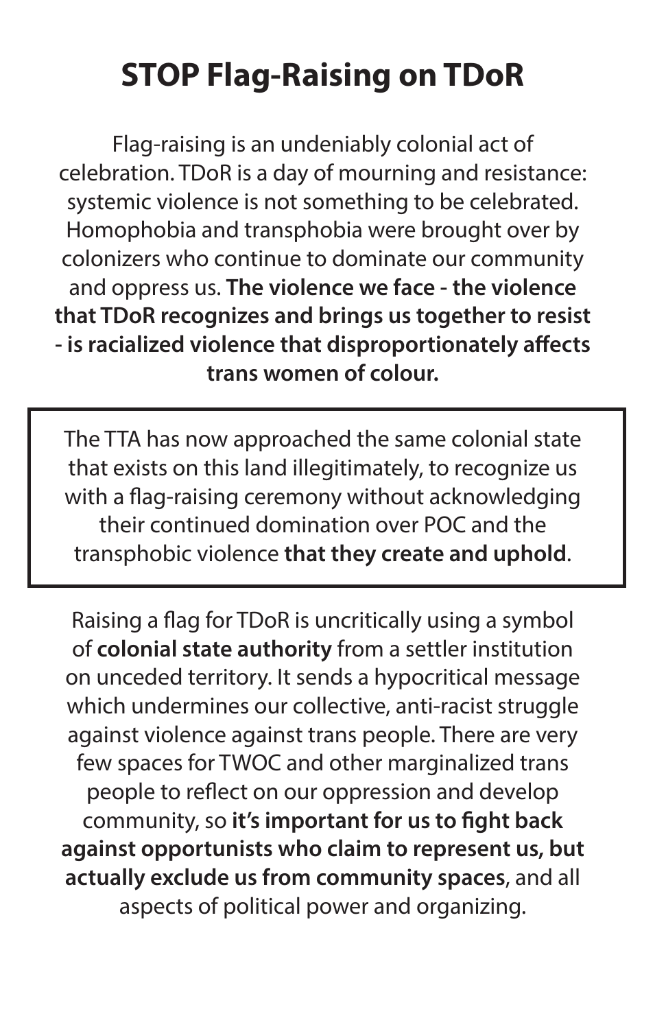# STOP Flag-Raising on TDoR

Flag-raising is an undeniably colonial act of celebration. TDoR is a day of mourning and resistance: systemic violence is not something to be celebrated. Homophobia and transphobia were brought over by colonizers who continue to dominate our community and oppress us. **The violence we face - the violence that TDoR recognizes and brings us together to resist - is racialized violence that disproportionately affects trans women of colour.**

> The TTA has now approached the same colonial state that exists on this land illegitimately, to recognize us with a flag-raising ceremony without acknowledging their continued domination over POC and the transphobic violence **that they create and uphold**.

Raising a flag for TDoR is uncritically using a symbol of **colonial state authority** from a settler institution on unceded territory. It sends a hypocritical message which undermines our collective, anti-racist struggle against violence against trans people. There are very few spaces for TWOC and other marginalized trans people to reflect on our oppression and develop community, so **it's important for us to fight back against opportunists who claim to represent us, but actually exclude us from community spaces**, and all aspects of political power and organizing.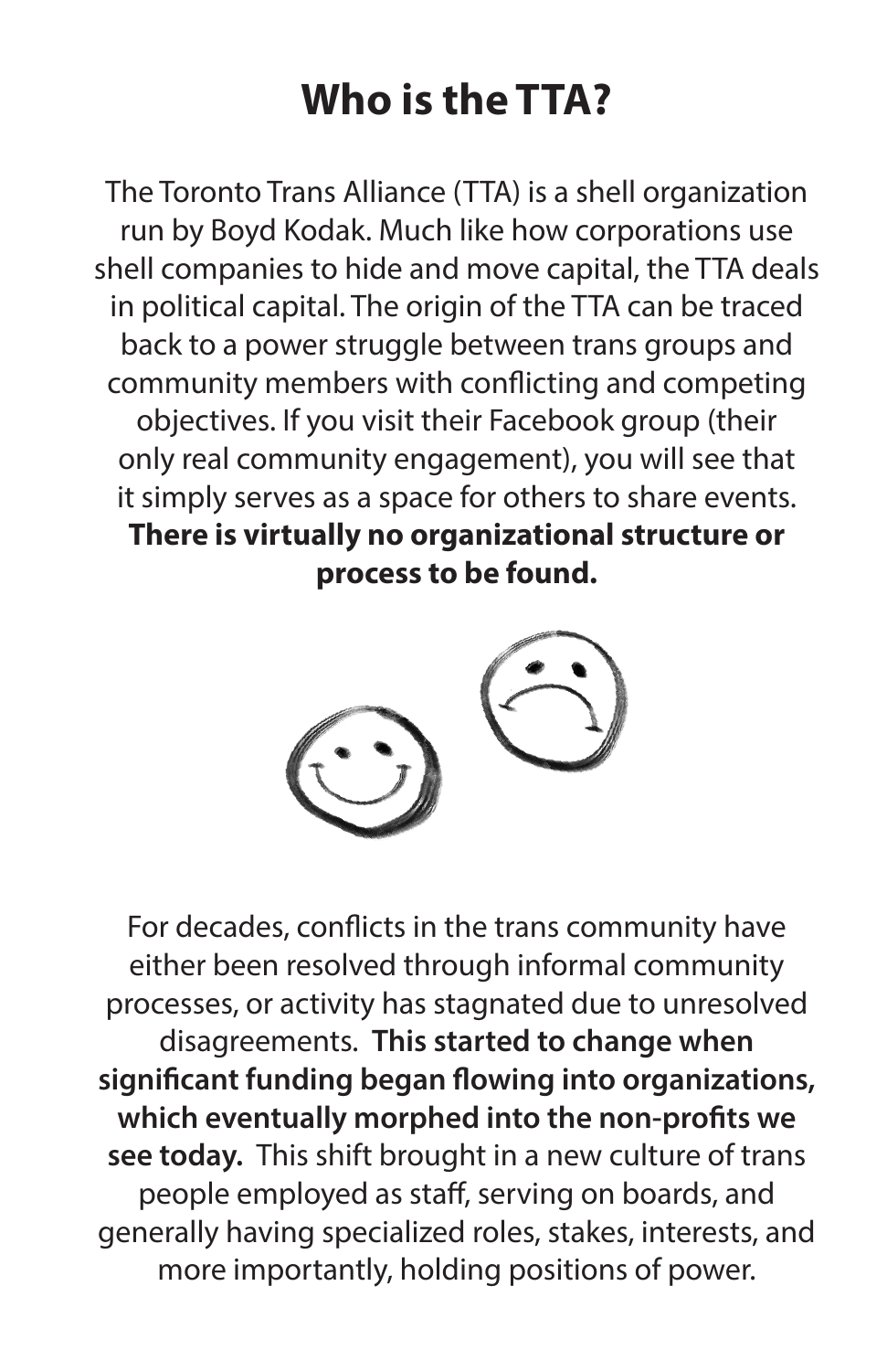# Who is the TTA?

The Toronto Trans Alliance (TTA) is a shell organization run by Boyd Kodak. Much like how corporations use shell companies to hide and move capital, the TTA deals in political capital. The origin of the TTA can be traced back to a power struggle between trans groups and community members with conflicting and competing objectives. If you visit their Facebook group (their only real community engagement), you will see that it simply serves as a space for others to share events. **There is virtually no organizational structure or process to be found.**

For decades, conflicts in the trans community have either been resolved through informal community processes, or activity has stagnated due to unresolved disagreements. **This started to change when significant funding began flowing into organizations, which eventually morphed into the non-profits we see today.** This shift brought in a new culture of trans people employed as staff, serving on boards, and generally having specialized roles, stakes, interests, and more importantly, holding positions of power.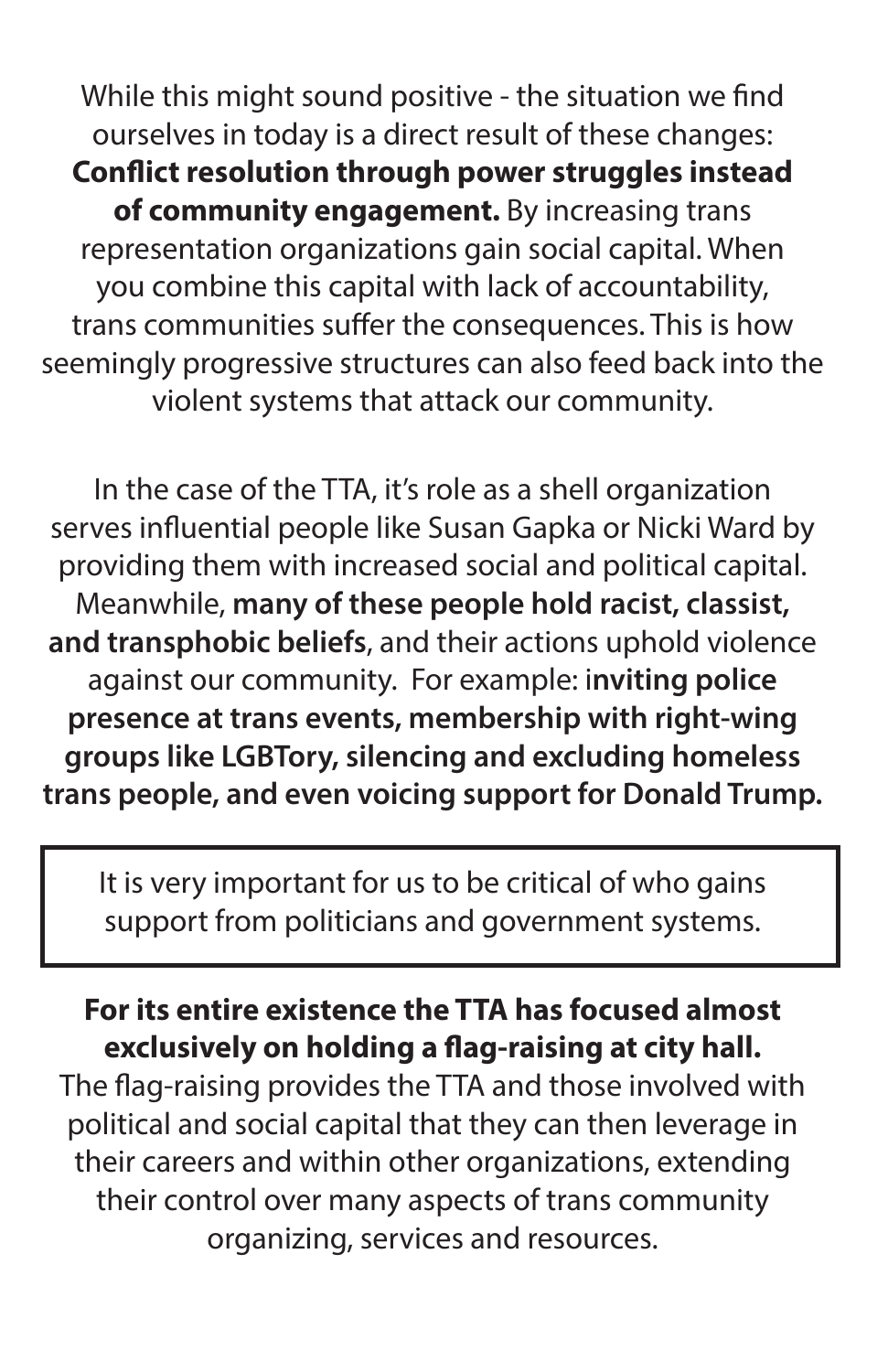While this might sound positive - the situation we find ourselves in today is a direct result of these changes: **Conflict resolution through power struggles instead of community engagement.** By increasing trans representation organizations gain social capital. When you combine this capital with lack of accountability, trans communities suffer the consequences. This is how seemingly progressive structures can also feed back into the violent systems that attack our community.

In the case of the TTA, it's role as a shell organization serves influential people like Susan Gapka or Nicki Ward by providing them with increased social and political capital. Meanwhile, **many of these people hold racist, classist, and transphobic beliefs**, and their actions uphold violence against our community. For example: i**nviting police presence at trans events, membership with right-wing groups like LGBTory, silencing and excluding homeless trans people, and even voicing support for Donald Trump.**

> It is very important for us to be critical of who gains support from politicians and government systems.

**For its entire existence the TTA has focused almost exclusively on holding a flag-raising at city hall.** The flag-raising provides the TTA and those involved with political and social capital that they can then leverage in their careers and within other organizations, extending their control over many aspects of trans community organizing, services and resources.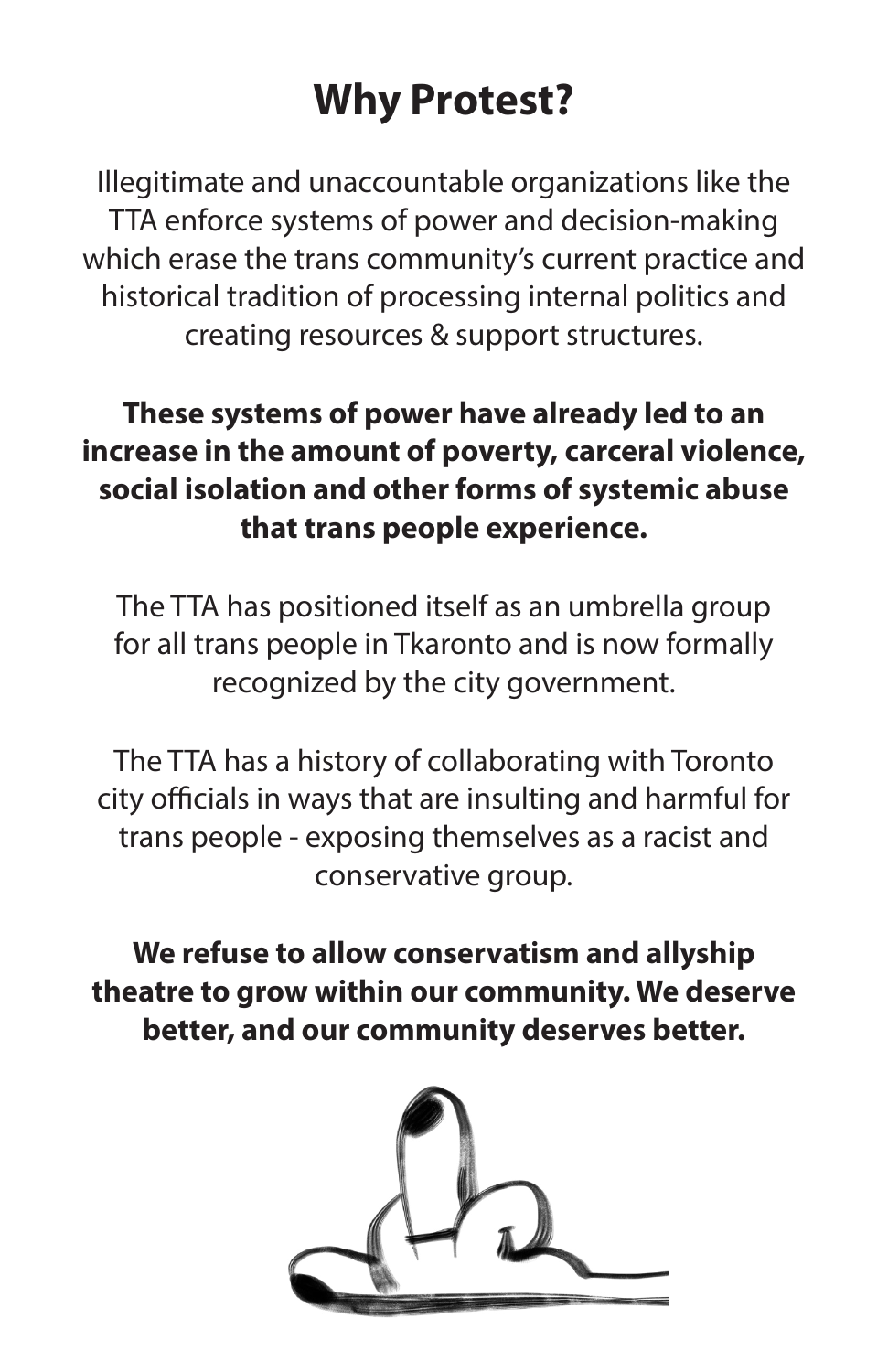# Why Protest?

Illegitimate and unaccountable organizations like the TTA enforce systems of power and decision-making which erase the trans community's current practice and historical tradition of processing internal politics and creating resources & support structures.

**These systems of power have already led to an increase in the amount of poverty, carceral violence, social isolation and other forms of systemic abuse that trans people experience.**

The TTA has positioned itself as an umbrella group for all trans people in Tkaronto and is now formally recognized by the city government.

The TTA has a history of collaborating with Toronto city officials in ways that are insulting and harmful for trans people - exposing themselves as a racist and conservative group.

**We refuse to allow conservatism and allyship theatre to grow within our community. We deserve better, and our community deserves better.**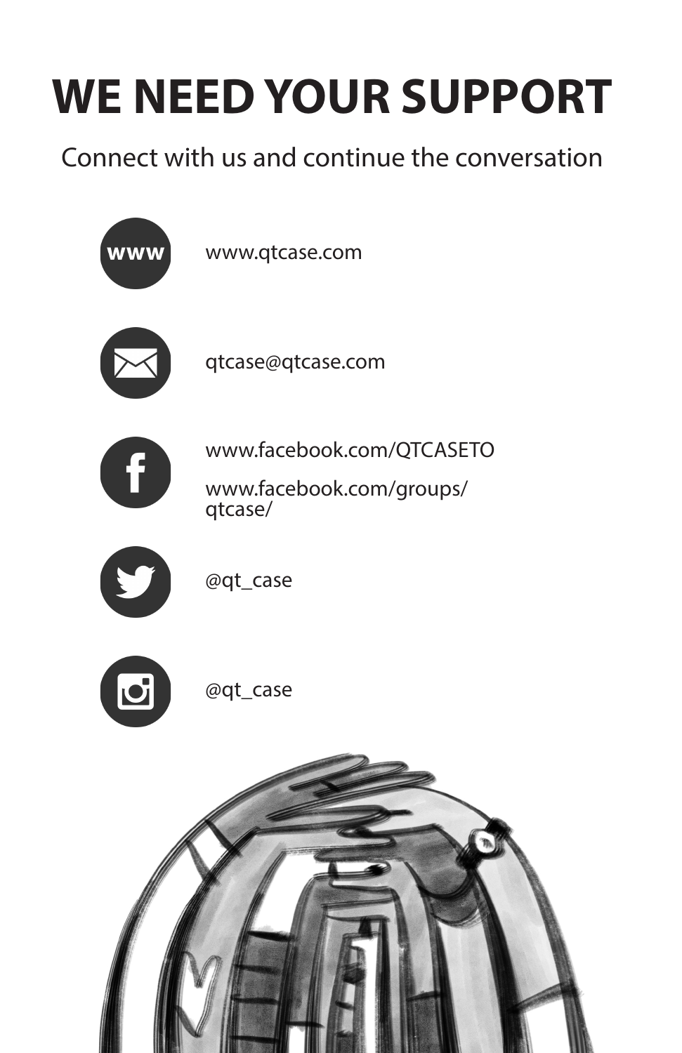# WE NEED YOUR SUPPORT

Connect with us and continue the conversation

www.qtcase.com

qtcase@qtcase.com

www.facebook.com/QTCASETO

www.facebook.com/groups/qtcase/

@qt_case

@qt_case